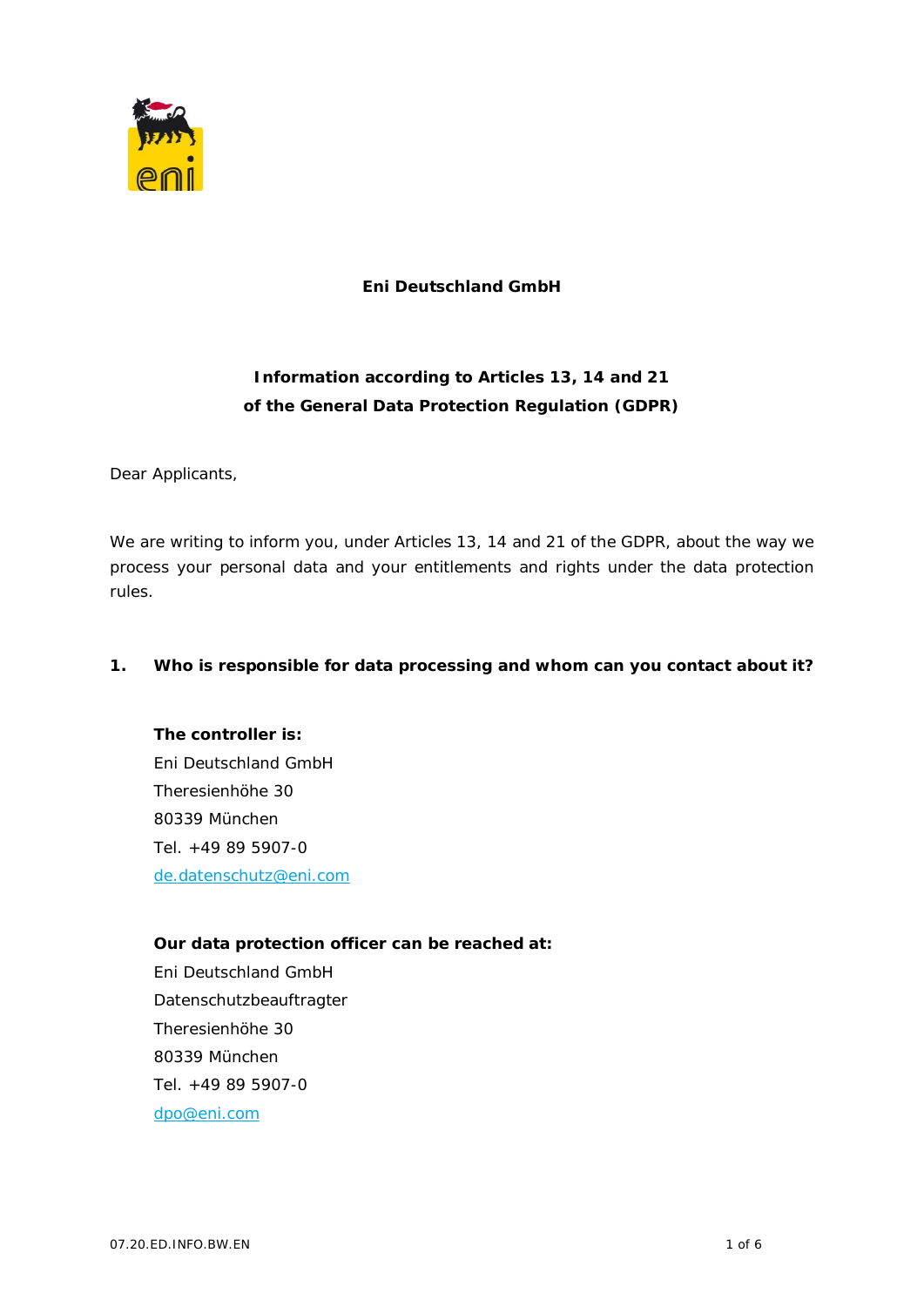**Eni Deutschland GmbH**

# Information according to Articles 13, 14 and 21 of the General Data Protection Regulation (GDPR)

Dear Applicants,

We are writing to inform you, under Articles 13, 14 and 21 of the GDPR, about the way we process your personal data and your entitlements and rights under the data protection rules.

## 1. Who is responsible for data processing and whom can you contact about it?

**The controller is:**
Eni Deutschland GmbH
Theresienhöhe 30
80339 München
Tel. +49 89 5907-0
de.datenschutz@eni.com

**Our data protection officer can be reached at:**
Eni Deutschland GmbH
Datenschutzbeauftragter
Theresienhöhe 30
80339 München
Tel. +49 89 5907-0
dpo@eni.com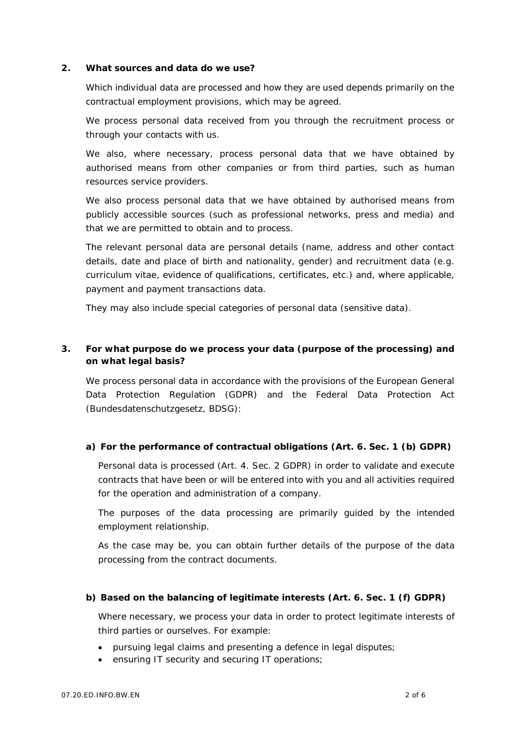## 2. What sources and data do we use?

Which individual data are processed and how they are used depends primarily on the contractual employment provisions, which may be agreed.

We process personal data received from you through the recruitment process or through your contacts with us.

We also, where necessary, process personal data that we have obtained by authorised means from other companies or from third parties, such as human resources service providers.

We also process personal data that we have obtained by authorised means from publicly accessible sources (such as professional networks, press and media) and that we are permitted to obtain and to process.

The relevant personal data are personal details (name, address and other contact details, date and place of birth and nationality, gender) and recruitment data (e.g. curriculum vitae, evidence of qualifications, certificates, etc.) and, where applicable, payment and payment transactions data.

They may also include special categories of personal data (sensitive data).

## 3. For what purpose do we process your data (purpose of the processing) and on what legal basis?

We process personal data in accordance with the provisions of the European General Data Protection Regulation (GDPR) and the Federal Data Protection Act (Bundesdatenschutzgesetz, BDSG):

### a) For the performance of contractual obligations (Art. 6. Sec. 1 (b) GDPR)

Personal data is processed (Art. 4. Sec. 2 GDPR) in order to validate and execute contracts that have been or will be entered into with you and all activities required for the operation and administration of a company.

The purposes of the data processing are primarily guided by the intended employment relationship.

As the case may be, you can obtain further details of the purpose of the data processing from the contract documents.

### b) Based on the balancing of legitimate interests (Art. 6. Sec. 1 (f) GDPR)

Where necessary, we process your data in order to protect legitimate interests of third parties or ourselves. For example:

- pursuing legal claims and presenting a defence in legal disputes;
- ensuring IT security and securing IT operations;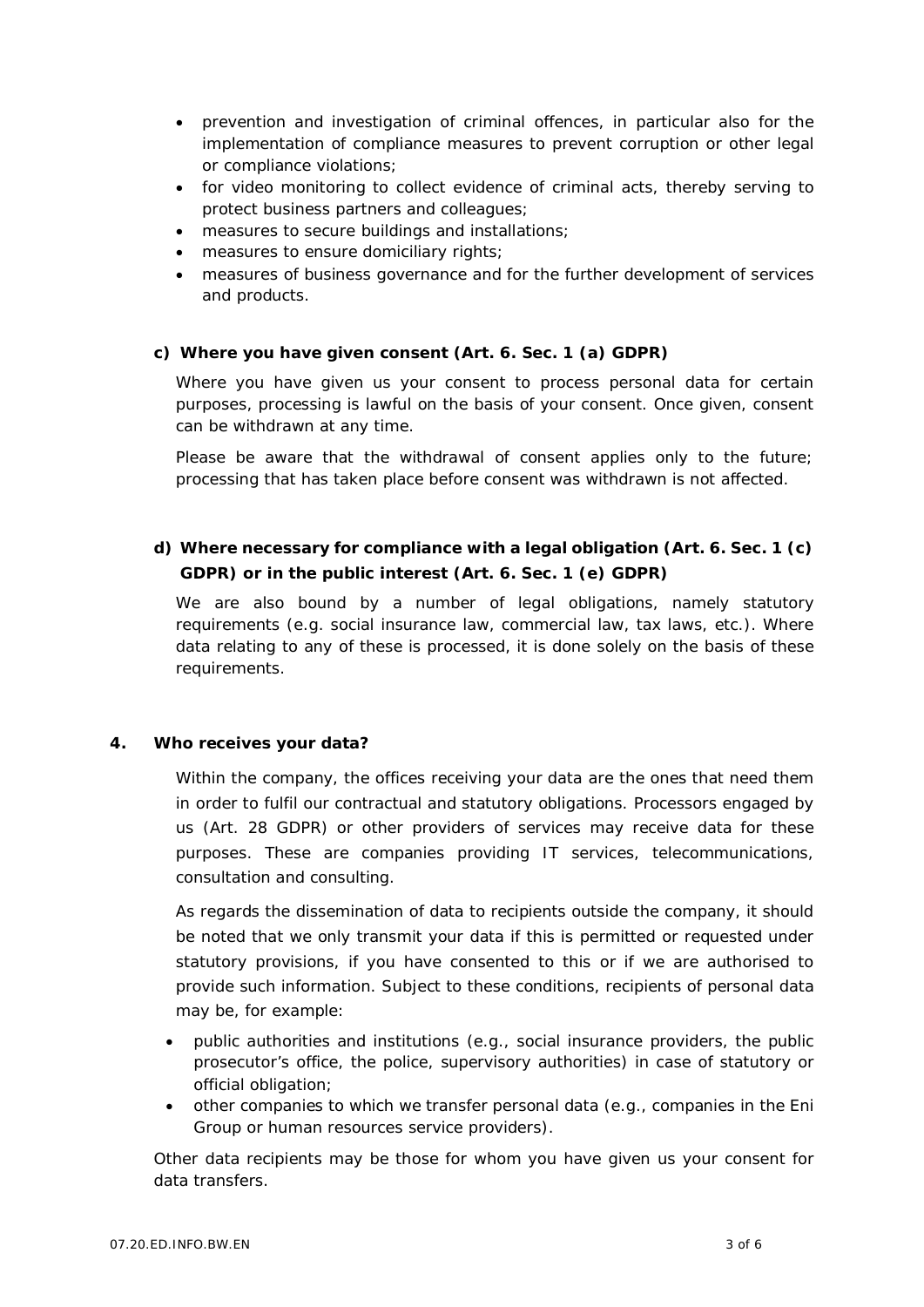- prevention and investigation of criminal offences, in particular also for the implementation of compliance measures to prevent corruption or other legal or compliance violations;
- for video monitoring to collect evidence of criminal acts, thereby serving to protect business partners and colleagues;
- measures to secure buildings and installations;
- measures to ensure domiciliary rights;
- measures of business governance and for the further development of services and products.

**c) Where you have given consent (Art. 6. Sec. 1 (a) GDPR)**

Where you have given us your consent to process personal data for certain purposes, processing is lawful on the basis of your consent. Once given, consent can be withdrawn at any time.

Please be aware that the withdrawal of consent applies only to the future; processing that has taken place before consent was withdrawn is not affected.

**d) Where necessary for compliance with a legal obligation (Art. 6. Sec. 1 (c) GDPR) or in the public interest (Art. 6. Sec. 1 (e) GDPR)**

We are also bound by a number of legal obligations, namely statutory requirements (e.g. social insurance law, commercial law, tax laws, etc.). Where data relating to any of these is processed, it is done solely on the basis of these requirements.

## 4. Who receives your data?

Within the company, the offices receiving your data are the ones that need them in order to fulfil our contractual and statutory obligations. Processors engaged by us (Art. 28 GDPR) or other providers of services may receive data for these purposes. These are companies providing IT services, telecommunications, consultation and consulting.

As regards the dissemination of data to recipients outside the company, it should be noted that we only transmit your data if this is permitted or requested under statutory provisions, if you have consented to this or if we are authorised to provide such information. Subject to these conditions, recipients of personal data may be, for example:

- public authorities and institutions (e.g., social insurance providers, the public prosecutor's office, the police, supervisory authorities) in case of statutory or official obligation;
- other companies to which we transfer personal data (e.g., companies in the Eni Group or human resources service providers).

Other data recipients may be those for whom you have given us your consent for data transfers.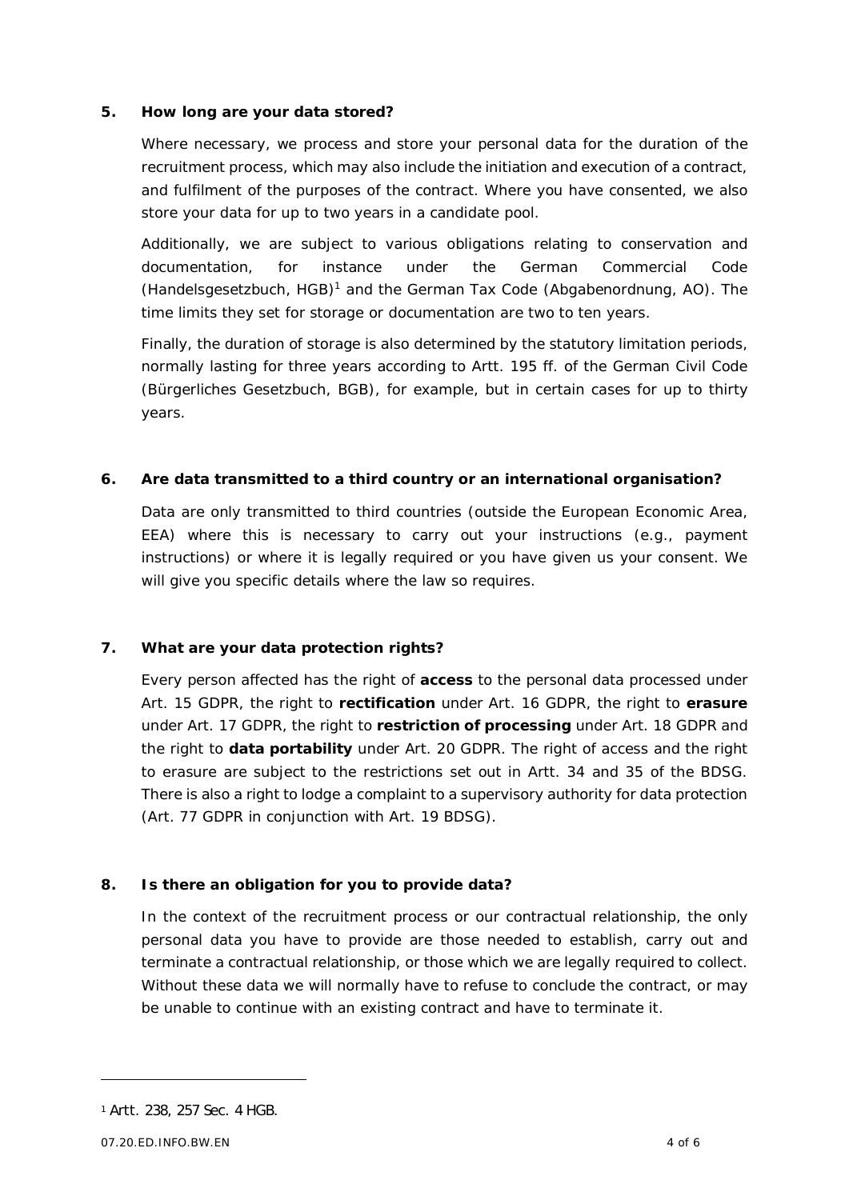## 5. How long are your data stored?

Where necessary, we process and store your personal data for the duration of the recruitment process, which may also include the initiation and execution of a contract, and fulfilment of the purposes of the contract. Where you have consented, we also store your data for up to two years in a candidate pool.

Additionally, we are subject to various obligations relating to conservation and documentation, for instance under the German Commercial Code (*Handelsgesetzbuch*, HGB)[1] and the German Tax Code (*Abgabenordnung*, AO). The time limits they set for storage or documentation are two to ten years.

Finally, the duration of storage is also determined by the statutory limitation periods, normally lasting for three years according to Artt. 195 ff. of the German Civil Code (*Bürgerliches Gesetzbuch*, BGB), for example, but in certain cases for up to thirty years.

## 6. Are data transmitted to a third country or an international organisation?

Data are only transmitted to third countries (outside the European Economic Area, EEA) where this is necessary to carry out your instructions (e.g., payment instructions) or where it is legally required or you have given us your consent. We will give you specific details where the law so requires.

## 7. What are your data protection rights?

Every person affected has the right of **access** to the personal data processed under Art. 15 GDPR, the right to **rectification** under Art. 16 GDPR, the right to **erasure** under Art. 17 GDPR, the right to **restriction of processing** under Art. 18 GDPR and the right to **data portability** under Art. 20 GDPR. The right of access and the right to erasure are subject to the restrictions set out in Artt. 34 and 35 of the BDSG. There is also a right to lodge a complaint to a supervisory authority for data protection (Art. 77 GDPR in conjunction with Art. 19 BDSG).

## 8. Is there an obligation for you to provide data?

In the context of the recruitment process or our contractual relationship, the only personal data you have to provide are those needed to establish, carry out and terminate a contractual relationship, or those which we are legally required to collect. Without these data we will normally have to refuse to conclude the contract, or may be unable to continue with an existing contract and have to terminate it.

---

[1] Artt. 238, 257 Sec. 4 HGB.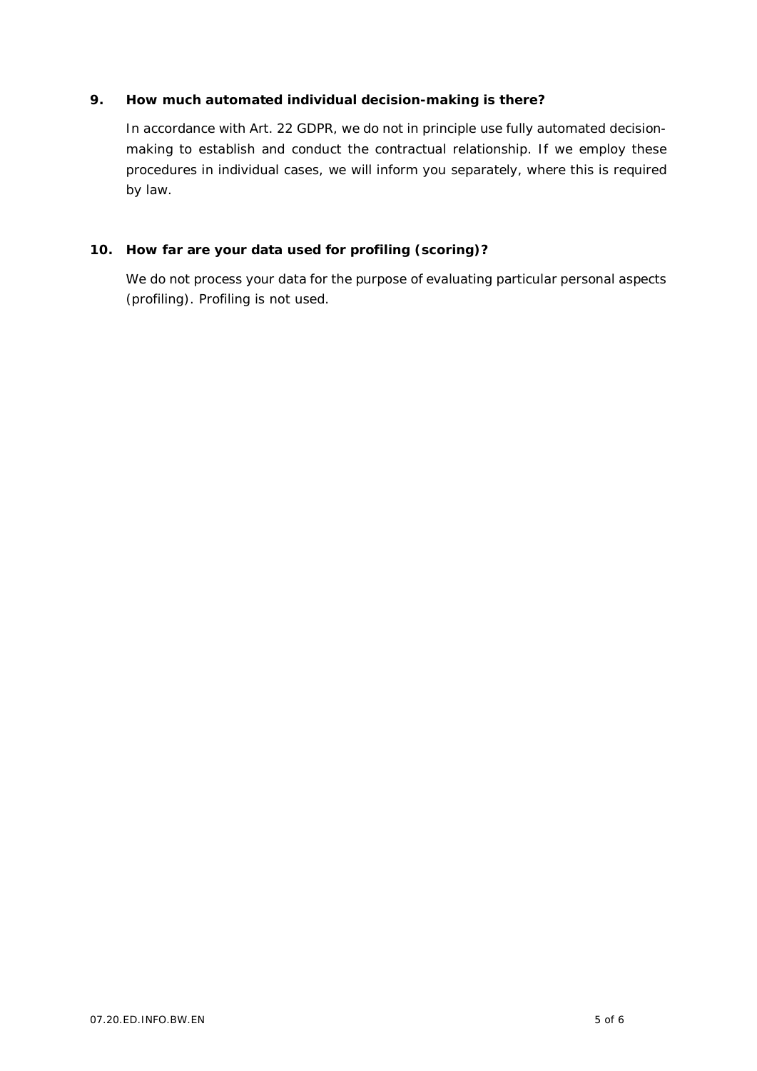## 9. How much automated individual decision-making is there?

In accordance with Art. 22 GDPR, we do not in principle use fully automated decision-making to establish and conduct the contractual relationship. If we employ these procedures in individual cases, we will inform you separately, where this is required by law.

## 10. How far are your data used for profiling (scoring)?

We do not process your data for the purpose of evaluating particular personal aspects (profiling). Profiling is not used.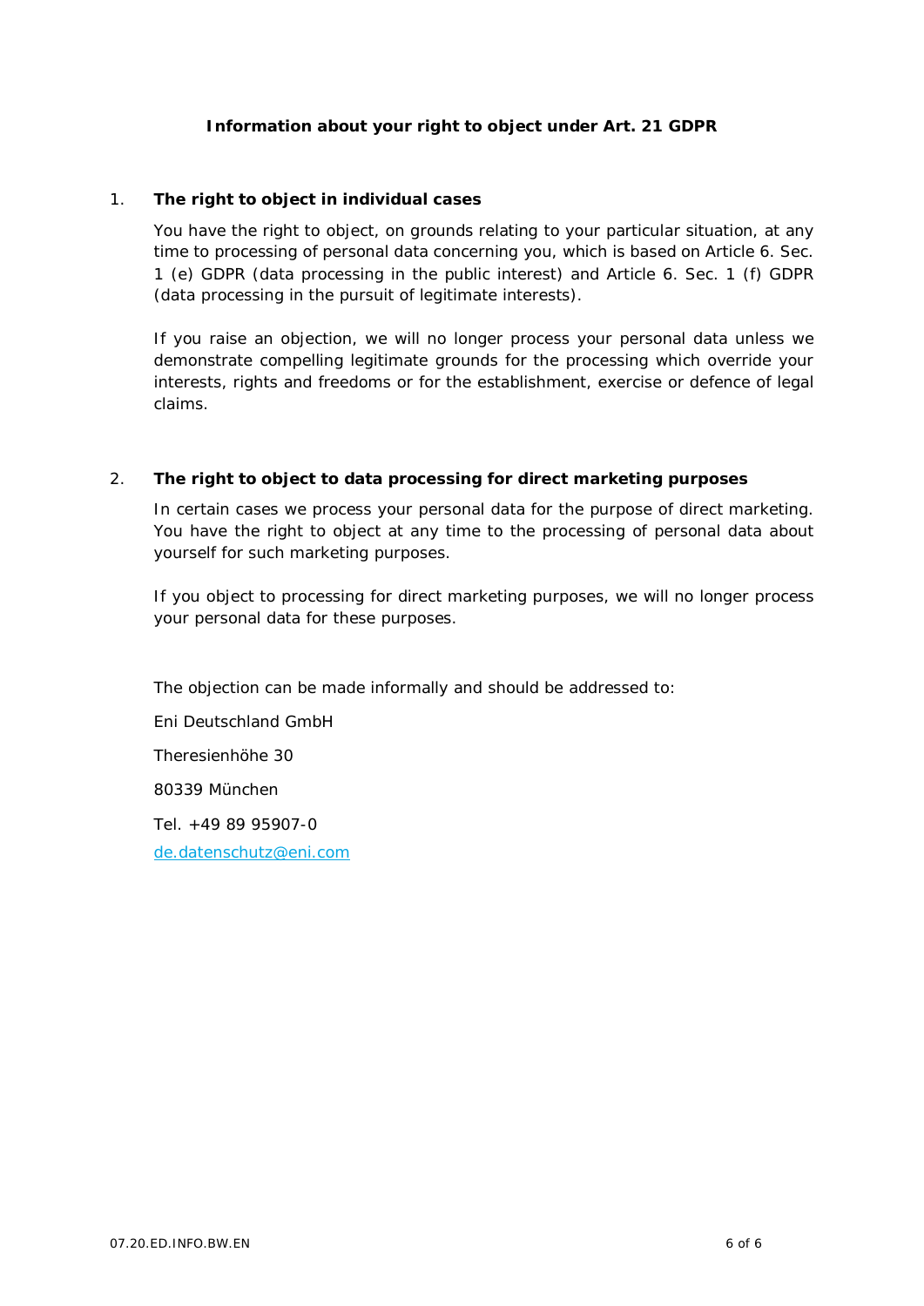**Information about your right to object under Art. 21 GDPR**

1. **The right to object in individual cases**

   You have the right to object, on grounds relating to your particular situation, at any time to processing of personal data concerning you, which is based on Article 6. Sec. 1 (e) GDPR (data processing in the public interest) and Article 6. Sec. 1 (f) GDPR (data processing in the pursuit of legitimate interests).

   If you raise an objection, we will no longer process your personal data unless we demonstrate compelling legitimate grounds for the processing which override your interests, rights and freedoms or for the establishment, exercise or defence of legal claims.

2. **The right to object to data processing for direct marketing purposes**

   In certain cases we process your personal data for the purpose of direct marketing. You have the right to object at any time to the processing of personal data about yourself for such marketing purposes.

   If you object to processing for direct marketing purposes, we will no longer process your personal data for these purposes.

The objection can be made informally and should be addressed to:

Eni Deutschland GmbH

Theresienhöhe 30

80339 München

Tel. +49 89 95907-0

de.datenschutz@eni.com

07.20.ED.INFO.BW.EN